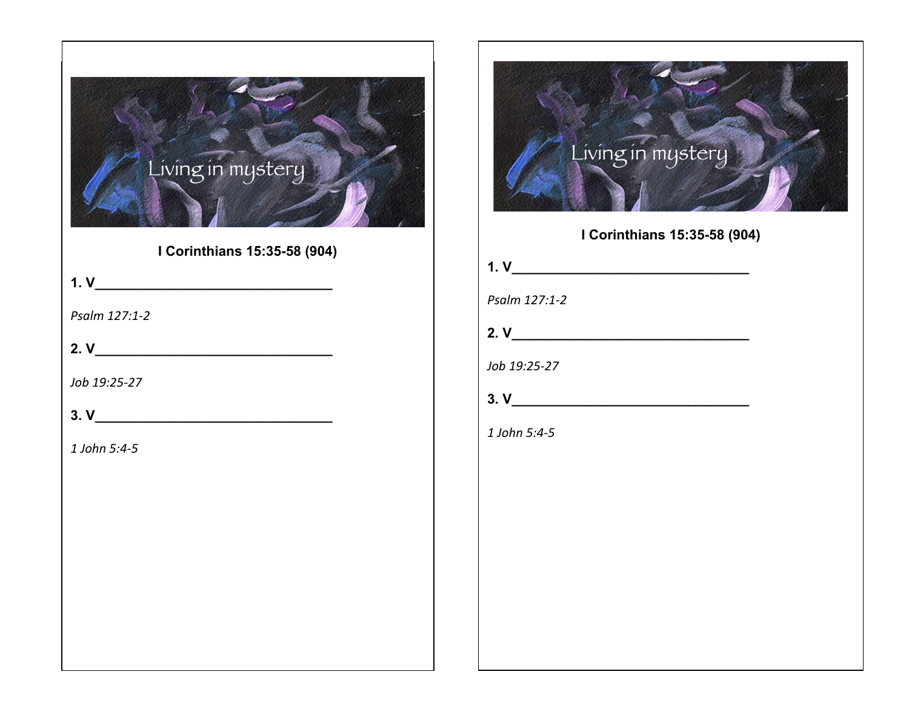Living in mystery

**I Corinthians 15:35-58 (904)**

**1. V________________________________**

*Psalm 127:1-2*

**2. V________________________________**

*Job 19:25-27*

**3. V________________________________**

*1 John 5:4-5*

Living in mystery

**I Corinthians 15:35-58 (904)**

**1. V________________________________**

*Psalm 127:1-2*

**2. V________________________________**

*Job 19:25-27*

**3. V________________________________**

*1 John 5:4-5*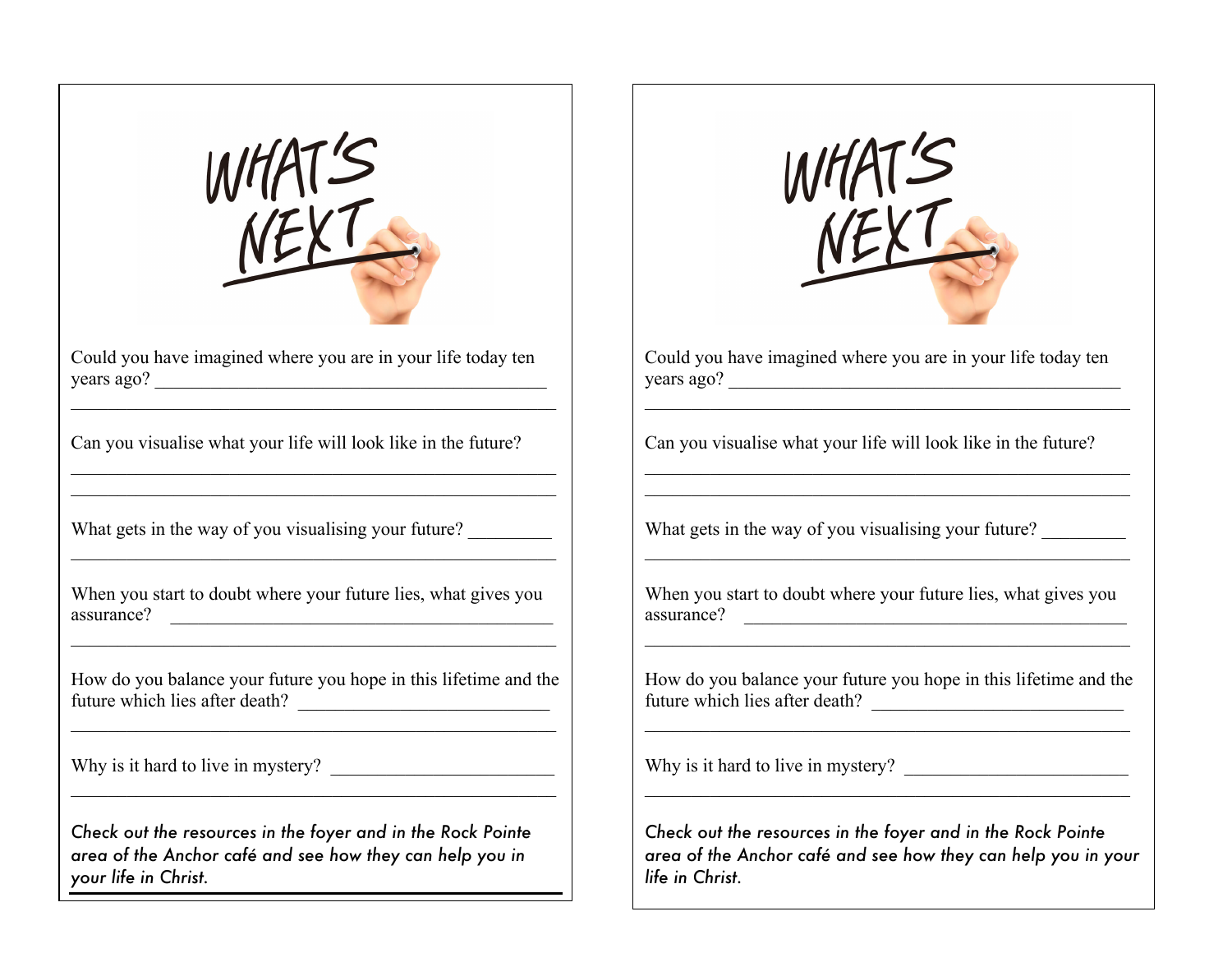# WHAT'S NEXT

Could you have imagined where you are in your life today ten years ago? ____________________________________________
______________________________________________________

Can you visualise what your life will look like in the future?
______________________________________________________
______________________________________________________

What gets in the way of you visualising your future? _________
______________________________________________________

When you start to doubt where your future lies, what gives you assurance? ___________________________________________
______________________________________________________

How do you balance your future you hope in this lifetime and the future which lies after death? ___________________________
______________________________________________________

Why is it hard to live in mystery? ________________________
______________________________________________________

*Check out the resources in the foyer and in the Rock Pointe area of the Anchor café and see how they can help you in your life in Christ.*

# WHAT'S NEXT

Could you have imagined where you are in your life today ten years ago? ____________________________________________
______________________________________________________

Can you visualise what your life will look like in the future?
______________________________________________________
______________________________________________________

What gets in the way of you visualising your future? _________
______________________________________________________

When you start to doubt where your future lies, what gives you assurance? ___________________________________________
______________________________________________________

How do you balance your future you hope in this lifetime and the future which lies after death? ___________________________
______________________________________________________

Why is it hard to live in mystery? ________________________
______________________________________________________

*Check out the resources in the foyer and in the Rock Pointe area of the Anchor café and see how they can help you in your life in Christ.*